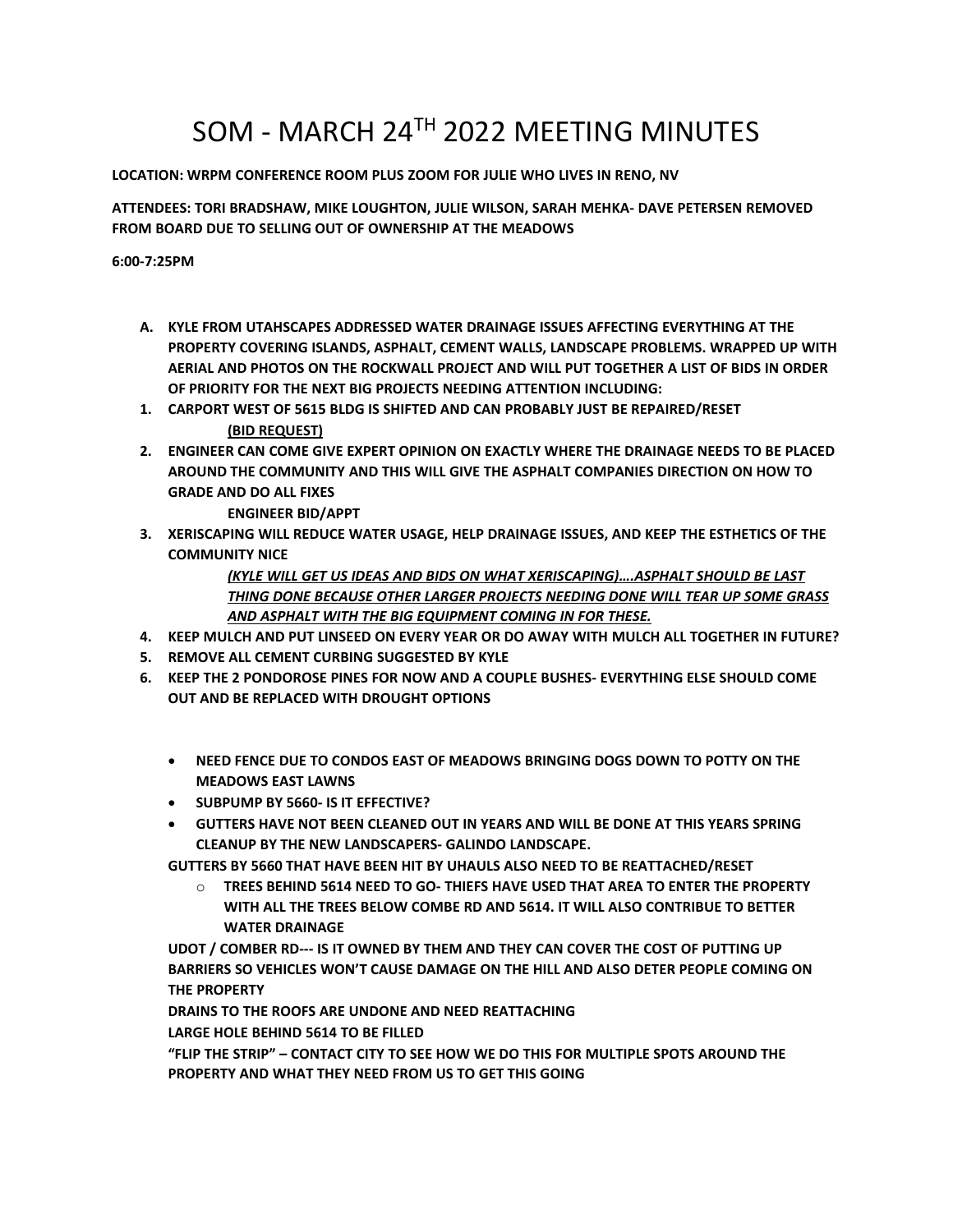# SOM - MARCH 24TH 2022 MEETING MINUTES

**LOCATION: WRPM CONFERENCE ROOM PLUS ZOOM FOR JULIE WHO LIVES IN RENO, NV**

**ATTENDEES: TORI BRADSHAW, MIKE LOUGHTON, JULIE WILSON, SARAH MEHKA- DAVE PETERSEN REMOVED FROM BOARD DUE TO SELLING OUT OF OWNERSHIP AT THE MEADOWS**

**6:00-7:25PM**

**A. KYLE FROM UTAHSCAPES ADDRESSED WATER DRAINAGE ISSUES AFFECTING EVERYTHING AT THE PROPERTY COVERING ISLANDS, ASPHALT, CEMENT WALLS, LANDSCAPE PROBLEMS. WRAPPED UP WITH AERIAL AND PHOTOS ON THE ROCKWALL PROJECT AND WILL PUT TOGETHER A LIST OF BIDS IN ORDER OF PRIORITY FOR THE NEXT BIG PROJECTS NEEDING ATTENTION INCLUDING:**

1. **CARPORT WEST OF 5615 BLDG IS SHIFTED AND CAN PROBABLY JUST BE REPAIRED/RESET**

   **<u>(BID REQUEST)</u>**

2. **ENGINEER CAN COME GIVE EXPERT OPINION ON EXACTLY WHERE THE DRAINAGE NEEDS TO BE PLACED AROUND THE COMMUNITY AND THIS WILL GIVE THE ASPHALT COMPANIES DIRECTION ON HOW TO GRADE AND DO ALL FIXES**

   **ENGINEER BID/APPT**

3. **XERISCAPING WILL REDUCE WATER USAGE, HELP DRAINAGE ISSUES, AND KEEP THE ESTHETICS OF THE COMMUNITY NICE**

   ***<u>(KYLE WILL GET US IDEAS AND BIDS ON WHAT XERISCAPING)….ASPHALT SHOULD BE LAST THING DONE BECAUSE OTHER LARGER PROJECTS NEEDING DONE WILL TEAR UP SOME GRASS AND ASPHALT WITH THE BIG EQUIPMENT COMING IN FOR THESE.</u>***

4. **KEEP MULCH AND PUT LINSEED ON EVERY YEAR OR DO AWAY WITH MULCH ALL TOGETHER IN FUTURE?**
5. **REMOVE ALL CEMENT CURBING SUGGESTED BY KYLE**
6. **KEEP THE 2 PONDOROSE PINES FOR NOW AND A COUPLE BUSHES- EVERYTHING ELSE SHOULD COME OUT AND BE REPLACED WITH DROUGHT OPTIONS**

- **NEED FENCE DUE TO CONDOS EAST OF MEADOWS BRINGING DOGS DOWN TO POTTY ON THE MEADOWS EAST LAWNS**
- **SUBPUMP BY 5660- IS IT EFFECTIVE?**
- **GUTTERS HAVE NOT BEEN CLEANED OUT IN YEARS AND WILL BE DONE AT THIS YEARS SPRING CLEANUP BY THE NEW LANDSCAPERS- GALINDO LANDSCAPE.**

**GUTTERS BY 5660 THAT HAVE BEEN HIT BY UHAULS ALSO NEED TO BE REATTACHED/RESET**

- **TREES BEHIND 5614 NEED TO GO- THIEFS HAVE USED THAT AREA TO ENTER THE PROPERTY WITH ALL THE TREES BELOW COMBE RD AND 5614. IT WILL ALSO CONTRIBUE TO BETTER WATER DRAINAGE**

**UDOT / COMBER RD--- IS IT OWNED BY THEM AND THEY CAN COVER THE COST OF PUTTING UP BARRIERS SO VEHICLES WON'T CAUSE DAMAGE ON THE HILL AND ALSO DETER PEOPLE COMING ON THE PROPERTY**

**DRAINS TO THE ROOFS ARE UNDONE AND NEED REATTACHING**

**LARGE HOLE BEHIND 5614 TO BE FILLED**

**"FLIP THE STRIP" – CONTACT CITY TO SEE HOW WE DO THIS FOR MULTIPLE SPOTS AROUND THE PROPERTY AND WHAT THEY NEED FROM US TO GET THIS GOING**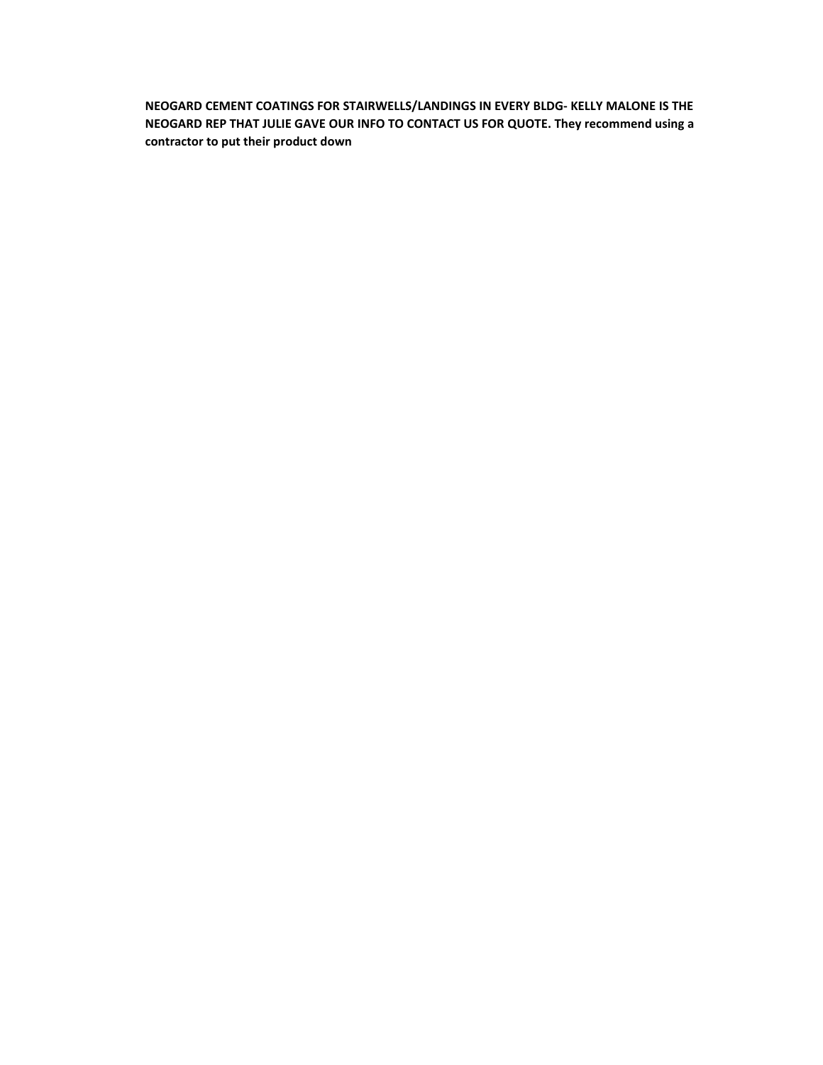**NEOGARD CEMENT COATINGS FOR STAIRWELLS/LANDINGS IN EVERY BLDG- KELLY MALONE IS THE NEOGARD REP THAT JULIE GAVE OUR INFO TO CONTACT US FOR QUOTE. They recommend using a contractor to put their product down**